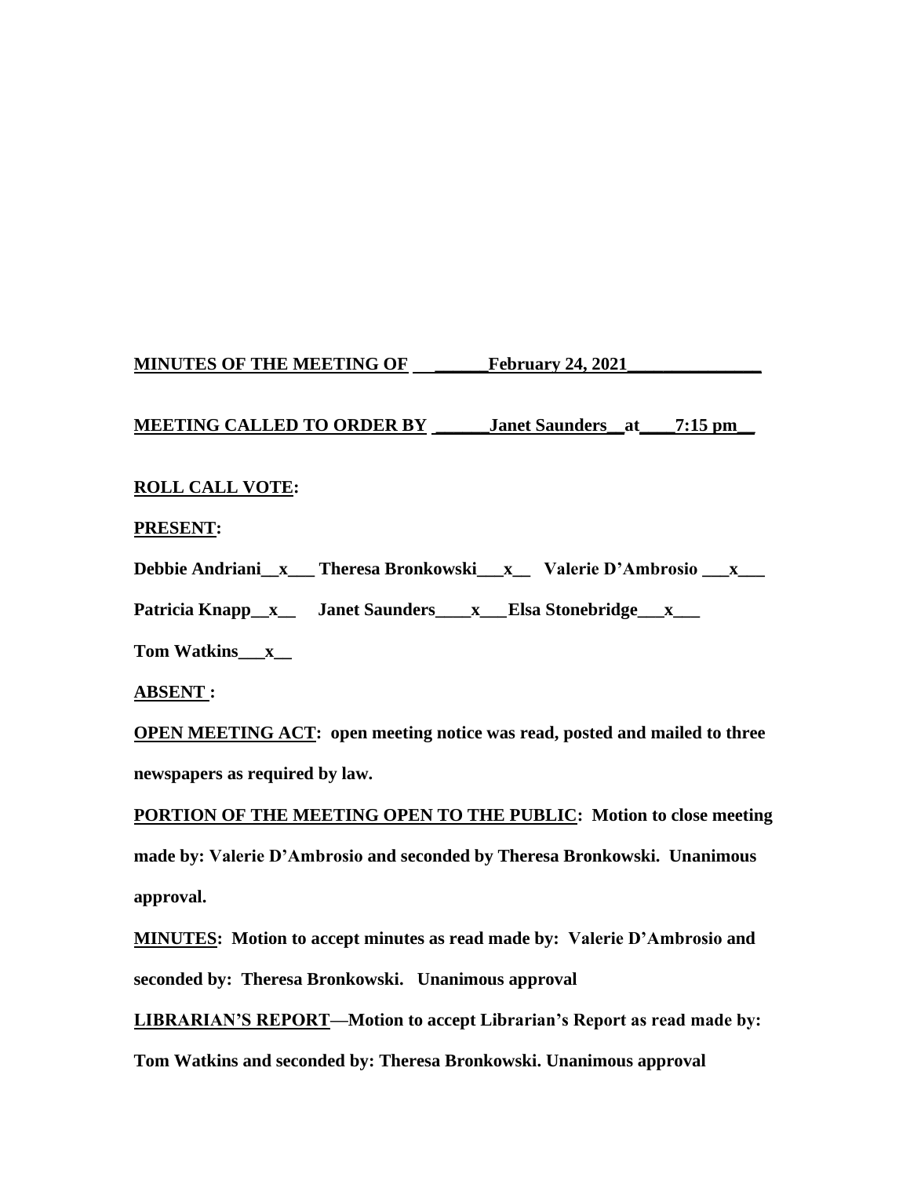**MINUTES OF THE MEETING OF ______February 24, 2021_______________**

**MEETING CALLED TO ORDER BY ______Janet Saunders__at____7:15 pm__**

**ROLL CALL VOTE:**

**PRESENT:**

**Debbie Andriani__x___ Theresa Bronkowski___x__ Valerie D'Ambrosio ___x___**

**Patricia Knapp__x__ Janet Saunders____x___Elsa Stonebridge___x___**

**Tom Watkins___x__**

**ABSENT :**

**OPEN MEETING ACT: open meeting notice was read, posted and mailed to three newspapers as required by law.**

**PORTION OF THE MEETING OPEN TO THE PUBLIC: Motion to close meeting made by: Valerie D'Ambrosio and seconded by Theresa Bronkowski. Unanimous approval.**

**MINUTES: Motion to accept minutes as read made by: Valerie D'Ambrosio and seconded by: Theresa Bronkowski. Unanimous approval**

**LIBRARIAN'S REPORT—Motion to accept Librarian's Report as read made by: Tom Watkins and seconded by: Theresa Bronkowski. Unanimous approval**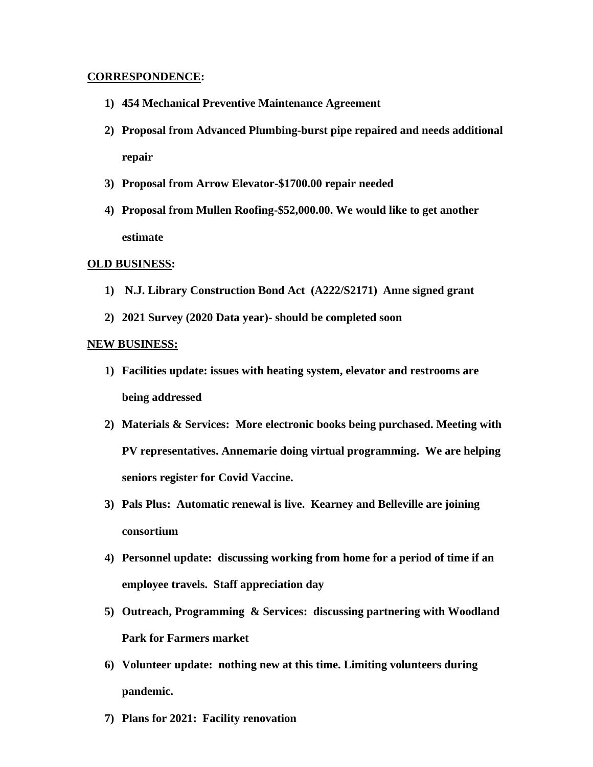**<u>CORRESPONDENCE</u>:**

1) **454 Mechanical Preventive Maintenance Agreement**
2) **Proposal from Advanced Plumbing-burst pipe repaired and needs additional repair**
3) **Proposal from Arrow Elevator-$1700.00 repair needed**
4) **Proposal from Mullen Roofing-$52,000.00. We would like to get another estimate**

**<u>OLD BUSINESS</u>:**

1) **N.J. Library Construction Bond Act (A222/S2171) Anne signed grant**
2) **2021 Survey (2020 Data year)- should be completed soon**

**<u>NEW BUSINESS:</u>**

1) **Facilities update: issues with heating system, elevator and restrooms are being addressed**
2) **Materials & Services: More electronic books being purchased. Meeting with PV representatives. Annemarie doing virtual programming. We are helping seniors register for Covid Vaccine.**
3) **Pals Plus: Automatic renewal is live. Kearney and Belleville are joining consortium**
4) **Personnel update: discussing working from home for a period of time if an employee travels. Staff appreciation day**
5) **Outreach, Programming & Services: discussing partnering with Woodland Park for Farmers market**
6) **Volunteer update: nothing new at this time. Limiting volunteers during pandemic.**
7) **Plans for 2021: Facility renovation**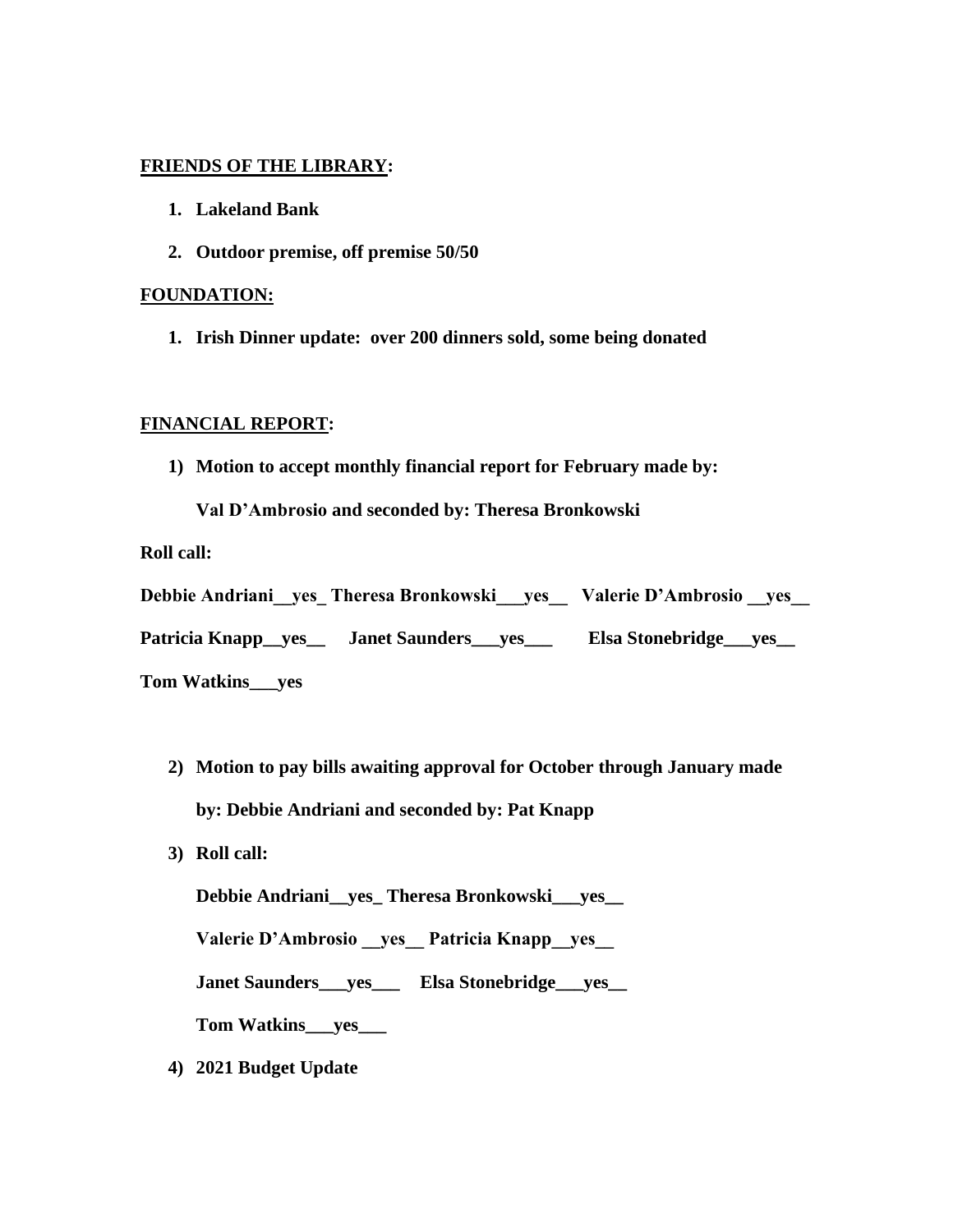**FRIENDS OF THE LIBRARY:**

1. **Lakeland Bank**
2. **Outdoor premise, off premise 50/50**

**FOUNDATION:**

1. **Irish Dinner update: over 200 dinners sold, some being donated**

**FINANCIAL REPORT:**

1) **Motion to accept monthly financial report for February made by:**

   **Val D'Ambrosio and seconded by: Theresa Bronkowski**

**Roll call:**

**Debbie Andriani__yes_ Theresa Bronkowski___yes__ Valerie D'Ambrosio __yes__**

**Patricia Knapp__yes__ Janet Saunders___yes___ Elsa Stonebridge___yes__**

**Tom Watkins___yes**

2) **Motion to pay bills awaiting approval for October through January made by: Debbie Andriani and seconded by: Pat Knapp**

3) **Roll call:**

   **Debbie Andriani__yes_ Theresa Bronkowski___yes__**

   **Valerie D'Ambrosio __yes__ Patricia Knapp__yes__**

   **Janet Saunders___yes___ Elsa Stonebridge___yes__**

   **Tom Watkins___yes___**

4) **2021 Budget Update**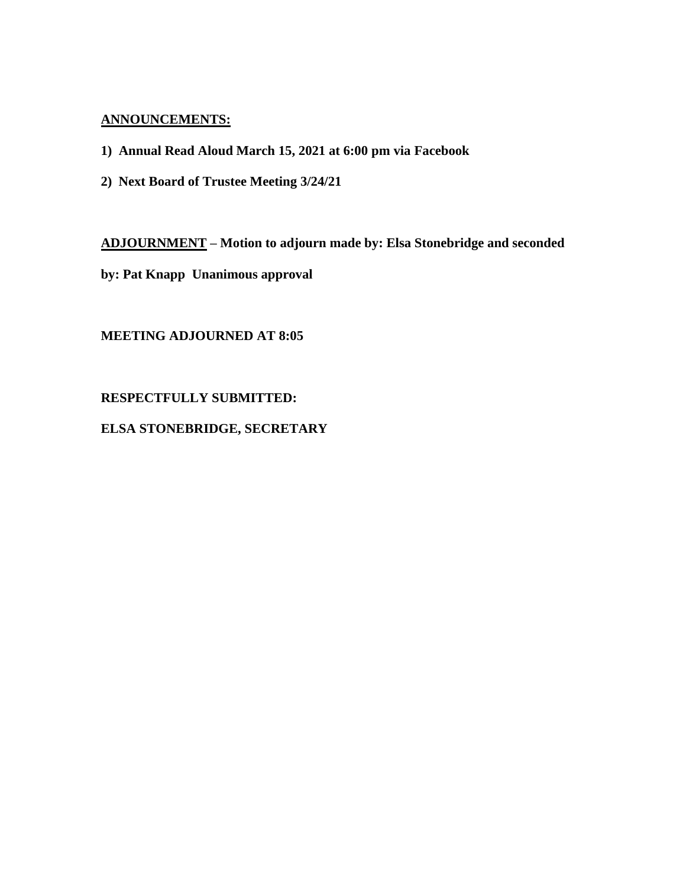**ANNOUNCEMENTS:**

1) **Annual Read Aloud March 15, 2021 at 6:00 pm via Facebook**

2) **Next Board of Trustee Meeting 3/24/21**

**ADJOURNMENT – Motion to adjourn made by: Elsa Stonebridge and seconded by: Pat Knapp Unanimous approval**

**MEETING ADJOURNED AT 8:05**

**RESPECTFULLY SUBMITTED:**

**ELSA STONEBRIDGE, SECRETARY**